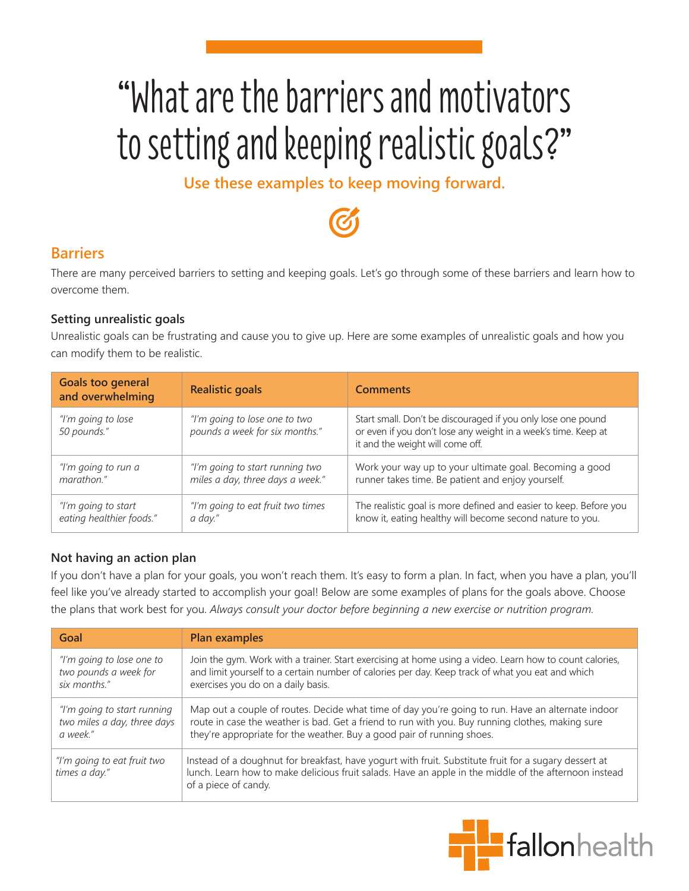# "What are the barriers and motivators to setting and keeping realistic goals?"

**Use these examples to keep moving forward.**

## Barriers

There are many perceived barriers to setting and keeping goals. Let's go through some of these barriers and learn how to overcome them.

### Setting unrealistic goals

Unrealistic goals can be frustrating and cause you to give up. Here are some examples of unrealistic goals and how you can modify them to be realistic.

| Goals too general and overwhelming | Realistic goals | Comments |
|---|---|---|
| *"I'm going to lose 50 pounds."* | *"I'm going to lose one to two pounds a week for six months."* | Start small. Don't be discouraged if you only lose one pound or even if you don't lose any weight in a week's time. Keep at it and the weight will come off. |
| *"I'm going to run a marathon."* | *"I'm going to start running two miles a day, three days a week."* | Work your way up to your ultimate goal. Becoming a good runner takes time. Be patient and enjoy yourself. |
| *"I'm going to start eating healthier foods."* | *"I'm going to eat fruit two times a day."* | The realistic goal is more defined and easier to keep. Before you know it, eating healthy will become second nature to you. |

### Not having an action plan

If you don't have a plan for your goals, you won't reach them. It's easy to form a plan. In fact, when you have a plan, you'll feel like you've already started to accomplish your goal! Below are some examples of plans for the goals above. Choose the plans that work best for you. *Always consult your doctor before beginning a new exercise or nutrition program.*

| Goal | Plan examples |
|---|---|
| *"I'm going to lose one to two pounds a week for six months."* | Join the gym. Work with a trainer. Start exercising at home using a video. Learn how to count calories, and limit yourself to a certain number of calories per day. Keep track of what you eat and which exercises you do on a daily basis. |
| *"I'm going to start running two miles a day, three days a week."* | Map out a couple of routes. Decide what time of day you're going to run. Have an alternate indoor route in case the weather is bad. Get a friend to run with you. Buy running clothes, making sure they're appropriate for the weather. Buy a good pair of running shoes. |
| *"I'm going to eat fruit two times a day."* | Instead of a doughnut for breakfast, have yogurt with fruit. Substitute fruit for a sugary dessert at lunch. Learn how to make delicious fruit salads. Have an apple in the middle of the afternoon instead of a piece of candy. |

fallonhealth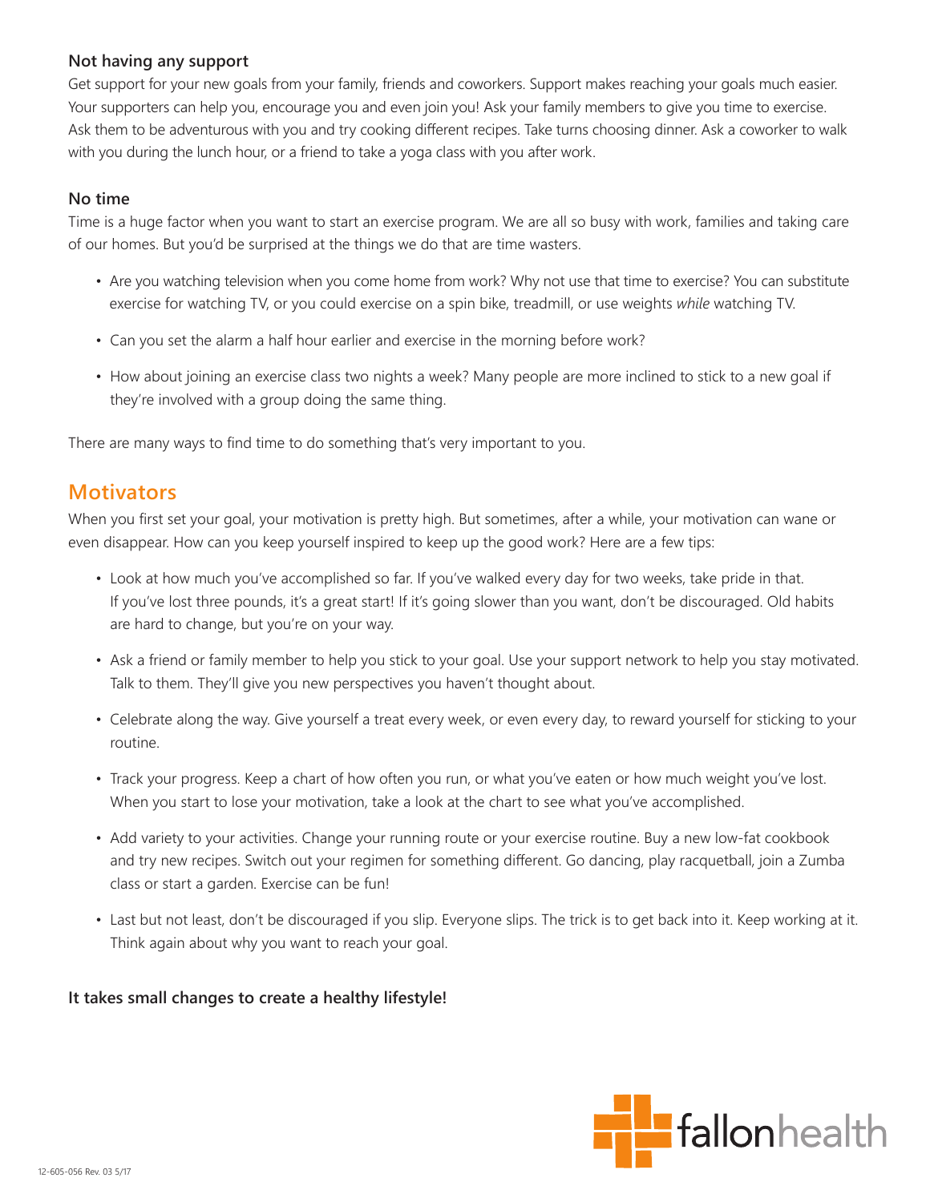### Not having any support

Get support for your new goals from your family, friends and coworkers. Support makes reaching your goals much easier. Your supporters can help you, encourage you and even join you! Ask your family members to give you time to exercise. Ask them to be adventurous with you and try cooking different recipes. Take turns choosing dinner. Ask a coworker to walk with you during the lunch hour, or a friend to take a yoga class with you after work.

### No time

Time is a huge factor when you want to start an exercise program. We are all so busy with work, families and taking care of our homes. But you'd be surprised at the things we do that are time wasters.

- Are you watching television when you come home from work? Why not use that time to exercise? You can substitute exercise for watching TV, or you could exercise on a spin bike, treadmill, or use weights *while* watching TV.
- Can you set the alarm a half hour earlier and exercise in the morning before work?
- How about joining an exercise class two nights a week? Many people are more inclined to stick to a new goal if they're involved with a group doing the same thing.

There are many ways to find time to do something that's very important to you.

## Motivators

When you first set your goal, your motivation is pretty high. But sometimes, after a while, your motivation can wane or even disappear. How can you keep yourself inspired to keep up the good work? Here are a few tips:

- Look at how much you've accomplished so far. If you've walked every day for two weeks, take pride in that. If you've lost three pounds, it's a great start! If it's going slower than you want, don't be discouraged. Old habits are hard to change, but you're on your way.
- Ask a friend or family member to help you stick to your goal. Use your support network to help you stay motivated. Talk to them. They'll give you new perspectives you haven't thought about.
- Celebrate along the way. Give yourself a treat every week, or even every day, to reward yourself for sticking to your routine.
- Track your progress. Keep a chart of how often you run, or what you've eaten or how much weight you've lost. When you start to lose your motivation, take a look at the chart to see what you've accomplished.
- Add variety to your activities. Change your running route or your exercise routine. Buy a new low-fat cookbook and try new recipes. Switch out your regimen for something different. Go dancing, play racquetball, join a Zumba class or start a garden. Exercise can be fun!
- Last but not least, don't be discouraged if you slip. Everyone slips. The trick is to get back into it. Keep working at it. Think again about why you want to reach your goal.

**It takes small changes to create a healthy lifestyle!**

fallonhealth

12-605-056 Rev. 03 5/17